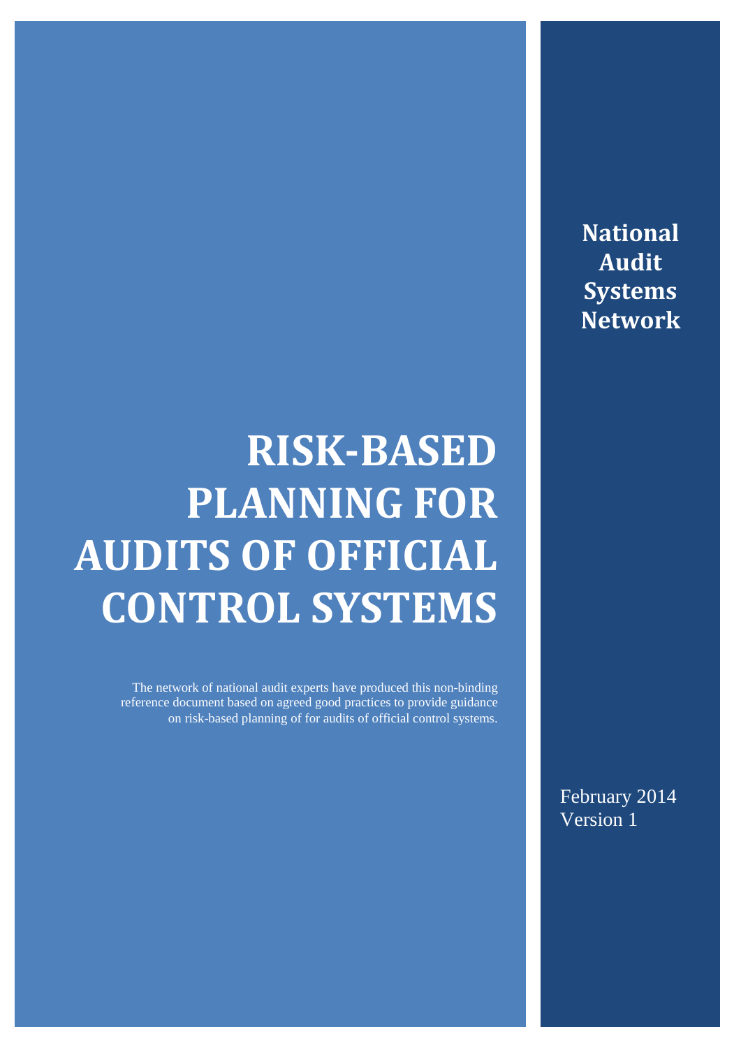**National Audit Systems Network**

# RISK-BASED PLANNING FOR AUDITS OF OFFICIAL CONTROL SYSTEMS

The network of national audit experts have produced this non-binding reference document based on agreed good practices to provide guidance on risk-based planning of for audits of official control systems.

February 2014
Version 1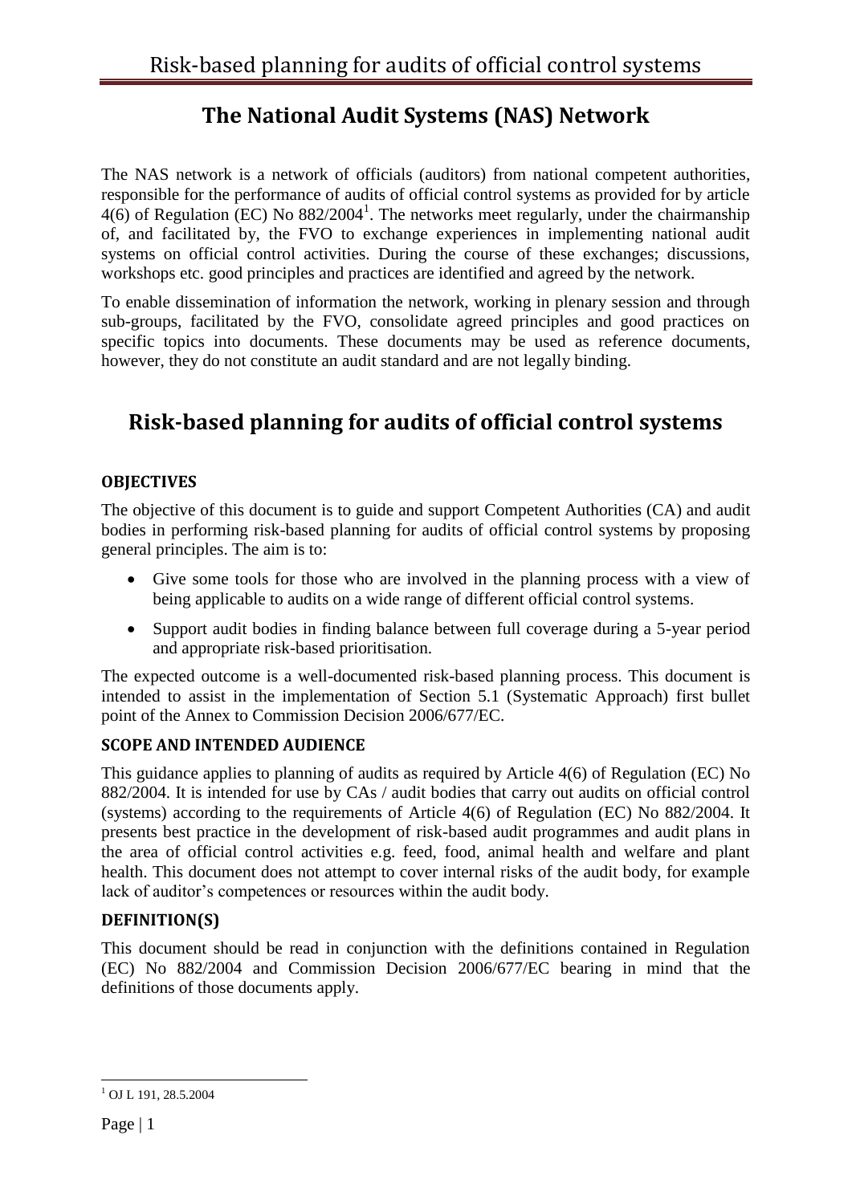# The National Audit Systems (NAS) Network

The NAS network is a network of officials (auditors) from national competent authorities, responsible for the performance of audits of official control systems as provided for by article 4(6) of Regulation (EC) No 882/2004[1]. The networks meet regularly, under the chairmanship of, and facilitated by, the FVO to exchange experiences in implementing national audit systems on official control activities. During the course of these exchanges; discussions, workshops etc. good principles and practices are identified and agreed by the network.

To enable dissemination of information the network, working in plenary session and through sub-groups, facilitated by the FVO, consolidate agreed principles and good practices on specific topics into documents. These documents may be used as reference documents, however, they do not constitute an audit standard and are not legally binding.

# Risk-based planning for audits of official control systems

### OBJECTIVES

The objective of this document is to guide and support Competent Authorities (CA) and audit bodies in performing risk-based planning for audits of official control systems by proposing general principles. The aim is to:

- Give some tools for those who are involved in the planning process with a view of being applicable to audits on a wide range of different official control systems.
- Support audit bodies in finding balance between full coverage during a 5-year period and appropriate risk-based prioritisation.

The expected outcome is a well-documented risk-based planning process. This document is intended to assist in the implementation of Section 5.1 (Systematic Approach) first bullet point of the Annex to Commission Decision 2006/677/EC.

### SCOPE AND INTENDED AUDIENCE

This guidance applies to planning of audits as required by Article 4(6) of Regulation (EC) No 882/2004. It is intended for use by CAs / audit bodies that carry out audits on official control (systems) according to the requirements of Article 4(6) of Regulation (EC) No 882/2004. It presents best practice in the development of risk-based audit programmes and audit plans in the area of official control activities e.g. feed, food, animal health and welfare and plant health. This document does not attempt to cover internal risks of the audit body, for example lack of auditor's competences or resources within the audit body.

### DEFINITION(S)

This document should be read in conjunction with the definitions contained in Regulation (EC) No 882/2004 and Commission Decision 2006/677/EC bearing in mind that the definitions of those documents apply.

---

[1] OJ L 191, 28.5.2004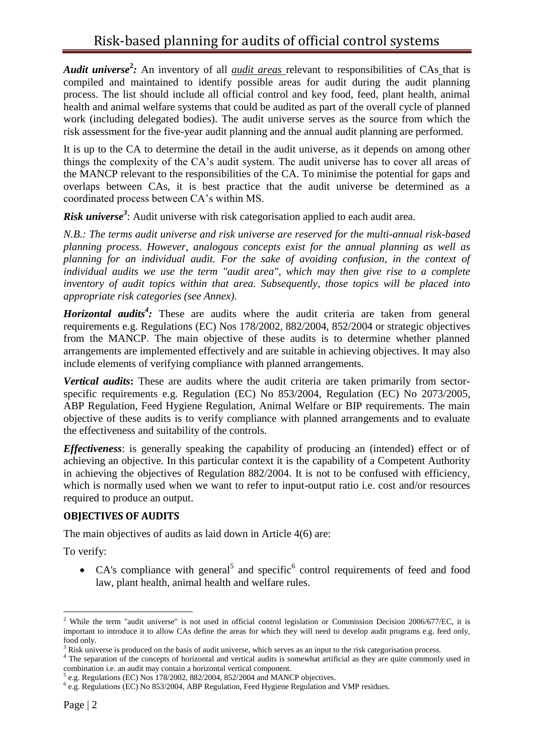***Audit universe***[2]***:*** An inventory of all ***audit areas*** relevant to responsibilities of CAs that is compiled and maintained to identify possible areas for audit during the audit planning process. The list should include all official control and key food, feed, plant health, animal health and animal welfare systems that could be audited as part of the overall cycle of planned work (including delegated bodies). The audit universe serves as the source from which the risk assessment for the five-year audit planning and the annual audit planning are performed.

It is up to the CA to determine the detail in the audit universe, as it depends on among other things the complexity of the CA's audit system. The audit universe has to cover all areas of the MANCP relevant to the responsibilities of the CA. To minimise the potential for gaps and overlaps between CAs, it is best practice that the audit universe be determined as a coordinated process between CA's within MS.

***Risk universe***[3]: Audit universe with risk categorisation applied to each audit area.

*N.B.: The terms audit universe and risk universe are reserved for the multi-annual risk-based planning process. However, analogous concepts exist for the annual planning as well as planning for an individual audit. For the sake of avoiding confusion, in the context of individual audits we use the term "audit area", which may then give rise to a complete inventory of audit topics within that area. Subsequently, those topics will be placed into appropriate risk categories (see Annex).*

***Horizontal audits***[4]***:*** These are audits where the audit criteria are taken from general requirements e.g. Regulations (EC) Nos 178/2002, 882/2004, 852/2004 or strategic objectives from the MANCP. The main objective of these audits is to determine whether planned arrangements are implemented effectively and are suitable in achieving objectives. It may also include elements of verifying compliance with planned arrangements.

***Vertical audits*****:** These are audits where the audit criteria are taken primarily from sector-specific requirements e.g. Regulation (EC) No 853/2004, Regulation (EC) No 2073/2005, ABP Regulation, Feed Hygiene Regulation, Animal Welfare or BIP requirements. The main objective of these audits is to verify compliance with planned arrangements and to evaluate the effectiveness and suitability of the controls.

***Effectiveness***: is generally speaking the capability of producing an (intended) effect or of achieving an objective. In this particular context it is the capability of a Competent Authority in achieving the objectives of Regulation 882/2004. It is not to be confused with efficiency, which is normally used when we want to refer to input-output ratio i.e. cost and/or resources required to produce an output.

### OBJECTIVES OF AUDITS

The main objectives of audits as laid down in Article 4(6) are:

To verify:

- CA's compliance with general[5] and specific[6] control requirements of feed and food law, plant health, animal health and welfare rules.

---

[2] While the term "audit universe" is not used in official control legislation or Commission Decision 2006/677/EC, it is important to introduce it to allow CAs define the areas for which they will need to develop audit programs e.g. feed only, food only.

[3] Risk universe is produced on the basis of audit universe, which serves as an input to the risk categorisation process.

[4] The separation of the concepts of horizontal and vertical audits is somewhat artificial as they are quite commonly used in combination i.e. an audit may contain a horizontal vertical component.

[5] e.g. Regulations (EC) Nos 178/2002, 882/2004, 852/2004 and MANCP objectives.

[6] e.g. Regulations (EC) No 853/2004, ABP Regulation, Feed Hygiene Regulation and VMP residues.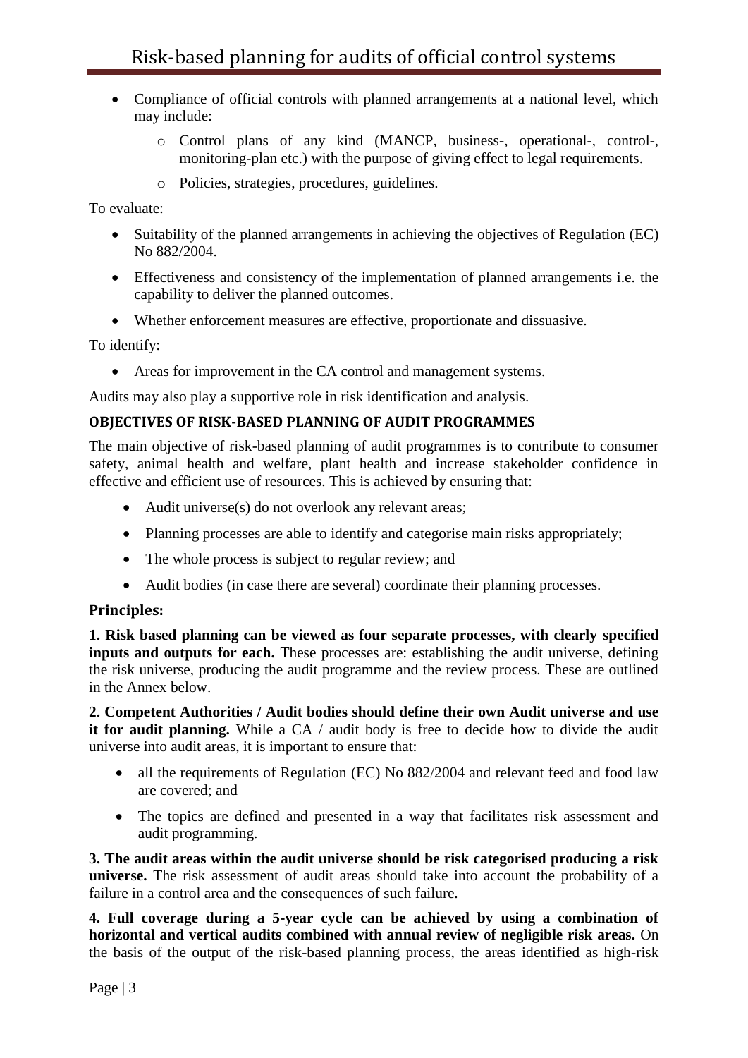- Compliance of official controls with planned arrangements at a national level, which may include:
  - Control plans of any kind (MANCP, business-, operational-, control-, monitoring-plan etc.) with the purpose of giving effect to legal requirements.
  - Policies, strategies, procedures, guidelines.

To evaluate:

- Suitability of the planned arrangements in achieving the objectives of Regulation (EC) No 882/2004.
- Effectiveness and consistency of the implementation of planned arrangements i.e. the capability to deliver the planned outcomes.
- Whether enforcement measures are effective, proportionate and dissuasive.

To identify:

- Areas for improvement in the CA control and management systems.

Audits may also play a supportive role in risk identification and analysis.

### OBJECTIVES OF RISK-BASED PLANNING OF AUDIT PROGRAMMES

The main objective of risk-based planning of audit programmes is to contribute to consumer safety, animal health and welfare, plant health and increase stakeholder confidence in effective and efficient use of resources. This is achieved by ensuring that:

- Audit universe(s) do not overlook any relevant areas;
- Planning processes are able to identify and categorise main risks appropriately;
- The whole process is subject to regular review; and
- Audit bodies (in case there are several) coordinate their planning processes.

### Principles:

**1. Risk based planning can be viewed as four separate processes, with clearly specified inputs and outputs for each.** These processes are: establishing the audit universe, defining the risk universe, producing the audit programme and the review process. These are outlined in the Annex below.

**2. Competent Authorities / Audit bodies should define their own Audit universe and use it for audit planning.** While a CA / audit body is free to decide how to divide the audit universe into audit areas, it is important to ensure that:

- all the requirements of Regulation (EC) No 882/2004 and relevant feed and food law are covered; and
- The topics are defined and presented in a way that facilitates risk assessment and audit programming.

**3. The audit areas within the audit universe should be risk categorised producing a risk universe.** The risk assessment of audit areas should take into account the probability of a failure in a control area and the consequences of such failure.

**4. Full coverage during a 5-year cycle can be achieved by using a combination of horizontal and vertical audits combined with annual review of negligible risk areas.** On the basis of the output of the risk-based planning process, the areas identified as high-risk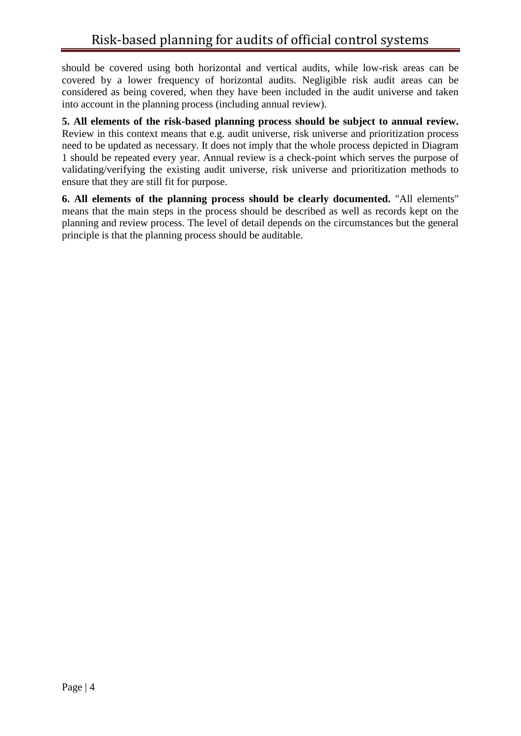should be covered using both horizontal and vertical audits, while low-risk areas can be covered by a lower frequency of horizontal audits. Negligible risk audit areas can be considered as being covered, when they have been included in the audit universe and taken into account in the planning process (including annual review).

**5. All elements of the risk-based planning process should be subject to annual review.** Review in this context means that e.g. audit universe, risk universe and prioritization process need to be updated as necessary. It does not imply that the whole process depicted in Diagram 1 should be repeated every year. Annual review is a check-point which serves the purpose of validating/verifying the existing audit universe, risk universe and prioritization methods to ensure that they are still fit for purpose.

**6. All elements of the planning process should be clearly documented.** "All elements" means that the main steps in the process should be described as well as records kept on the planning and review process. The level of detail depends on the circumstances but the general principle is that the planning process should be auditable.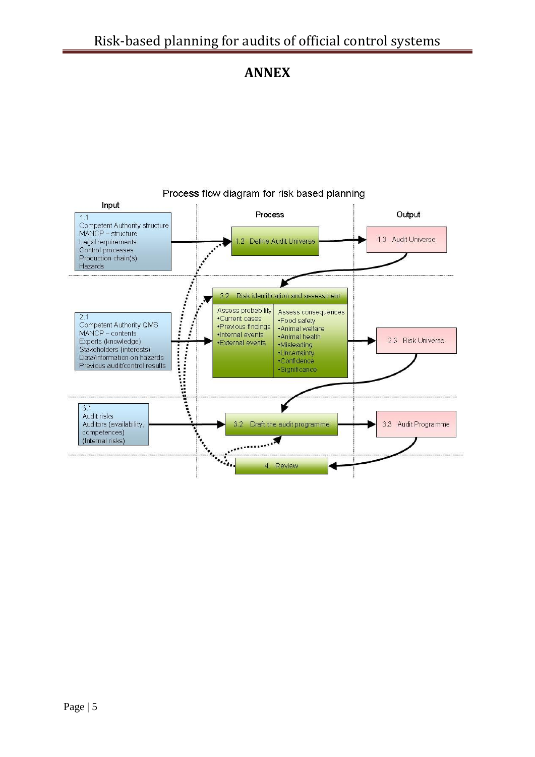# ANNEX

Process flow diagram for risk based planning

| Input | Process | Output |
|---|---|---|
| 1.1 Competent Authority structure; MANCP – structure; Legal requirements; Control processes; Production chain(s); Hazards | 1.2 Define Audit Universe | 1.3 Audit Universe |
| 2.1 Competent Authority QMS; MANCP – contents; Experts (knowledge); Stakeholders (interests); Data/information on hazards; Previous audit/control results | 2.2 Risk identification and assessment — Assess probability: •Current cases •Previous findings •Internal events •External events; Assess consequences: •Food safety •Animal welfare •Animal health •Misleading •Uncertainty •Confidence •Significance | 2.3 Risk Universe |
| 3.1 Audit risks; Auditors (availability, competences); (Internal risks) | 3.2 Draft the audit programme | 3.3 Audit Programme |
| | 4. Review | |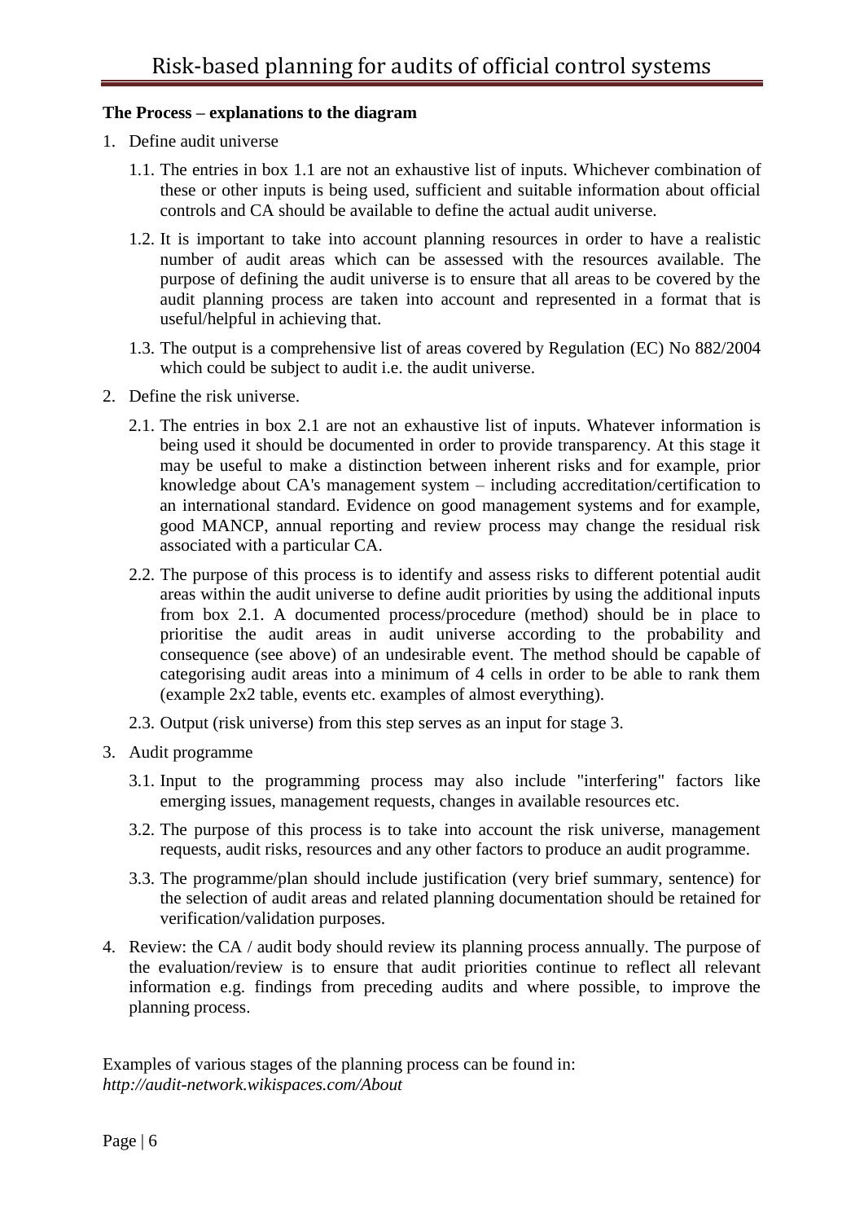**The Process – explanations to the diagram**

1. Define audit universe
   1.1. The entries in box 1.1 are not an exhaustive list of inputs. Whichever combination of these or other inputs is being used, sufficient and suitable information about official controls and CA should be available to define the actual audit universe.
   1.2. It is important to take into account planning resources in order to have a realistic number of audit areas which can be assessed with the resources available. The purpose of defining the audit universe is to ensure that all areas to be covered by the audit planning process are taken into account and represented in a format that is useful/helpful in achieving that.
   1.3. The output is a comprehensive list of areas covered by Regulation (EC) No 882/2004 which could be subject to audit i.e. the audit universe.
2. Define the risk universe.
   2.1. The entries in box 2.1 are not an exhaustive list of inputs. Whatever information is being used it should be documented in order to provide transparency. At this stage it may be useful to make a distinction between inherent risks and for example, prior knowledge about CA's management system – including accreditation/certification to an international standard. Evidence on good management systems and for example, good MANCP, annual reporting and review process may change the residual risk associated with a particular CA.
   2.2. The purpose of this process is to identify and assess risks to different potential audit areas within the audit universe to define audit priorities by using the additional inputs from box 2.1. A documented process/procedure (method) should be in place to prioritise the audit areas in audit universe according to the probability and consequence (see above) of an undesirable event. The method should be capable of categorising audit areas into a minimum of 4 cells in order to be able to rank them (example 2x2 table, events etc. examples of almost everything).
   2.3. Output (risk universe) from this step serves as an input for stage 3.
3. Audit programme
   3.1. Input to the programming process may also include "interfering" factors like emerging issues, management requests, changes in available resources etc.
   3.2. The purpose of this process is to take into account the risk universe, management requests, audit risks, resources and any other factors to produce an audit programme.
   3.3. The programme/plan should include justification (very brief summary, sentence) for the selection of audit areas and related planning documentation should be retained for verification/validation purposes.
4. Review: the CA / audit body should review its planning process annually. The purpose of the evaluation/review is to ensure that audit priorities continue to reflect all relevant information e.g. findings from preceding audits and where possible, to improve the planning process.

Examples of various stages of the planning process can be found in:
*http://audit-network.wikispaces.com/About*